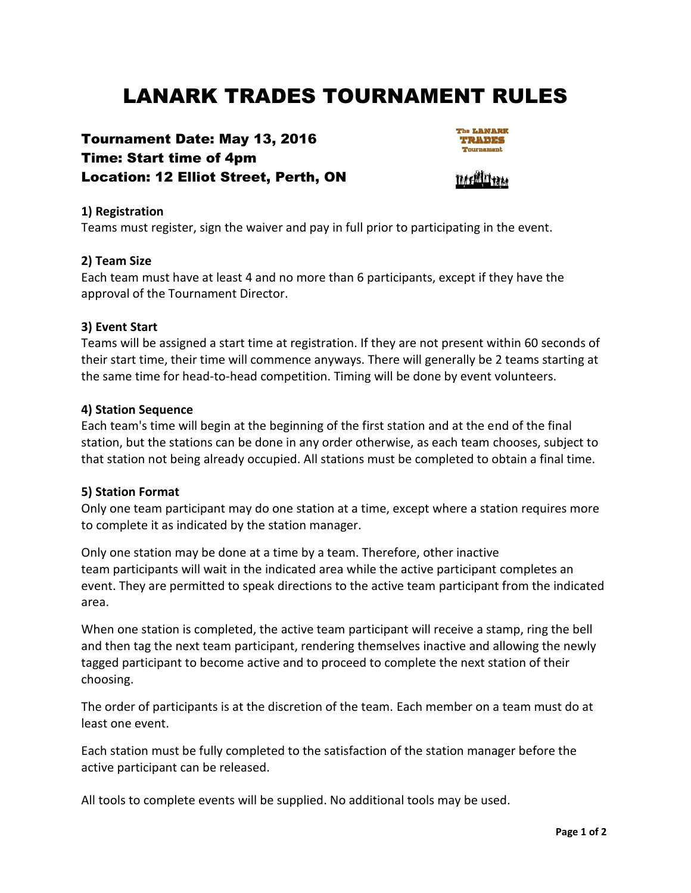# LANARK TRADES TOURNAMENT RULES

**Tournament Date: May 13, 2016**
**Time: Start time of 4pm**
**Location: 12 Elliot Street, Perth, ON**

**1) Registration**

Teams must register, sign the waiver and pay in full prior to participating in the event.

**2) Team Size**

Each team must have at least 4 and no more than 6 participants, except if they have the approval of the Tournament Director.

**3) Event Start**

Teams will be assigned a start time at registration. If they are not present within 60 seconds of their start time, their time will commence anyways. There will generally be 2 teams starting at the same time for head-to-head competition. Timing will be done by event volunteers.

**4) Station Sequence**

Each team's time will begin at the beginning of the first station and at the end of the final station, but the stations can be done in any order otherwise, as each team chooses, subject to that station not being already occupied. All stations must be completed to obtain a final time.

**5) Station Format**

Only one team participant may do one station at a time, except where a station requires more to complete it as indicated by the station manager.

Only one station may be done at a time by a team. Therefore, other inactive team participants will wait in the indicated area while the active participant completes an event. They are permitted to speak directions to the active team participant from the indicated area.

When one station is completed, the active team participant will receive a stamp, ring the bell and then tag the next team participant, rendering themselves inactive and allowing the newly tagged participant to become active and to proceed to complete the next station of their choosing.

The order of participants is at the discretion of the team. Each member on a team must do at least one event.

Each station must be fully completed to the satisfaction of the station manager before the active participant can be released.

All tools to complete events will be supplied. No additional tools may be used.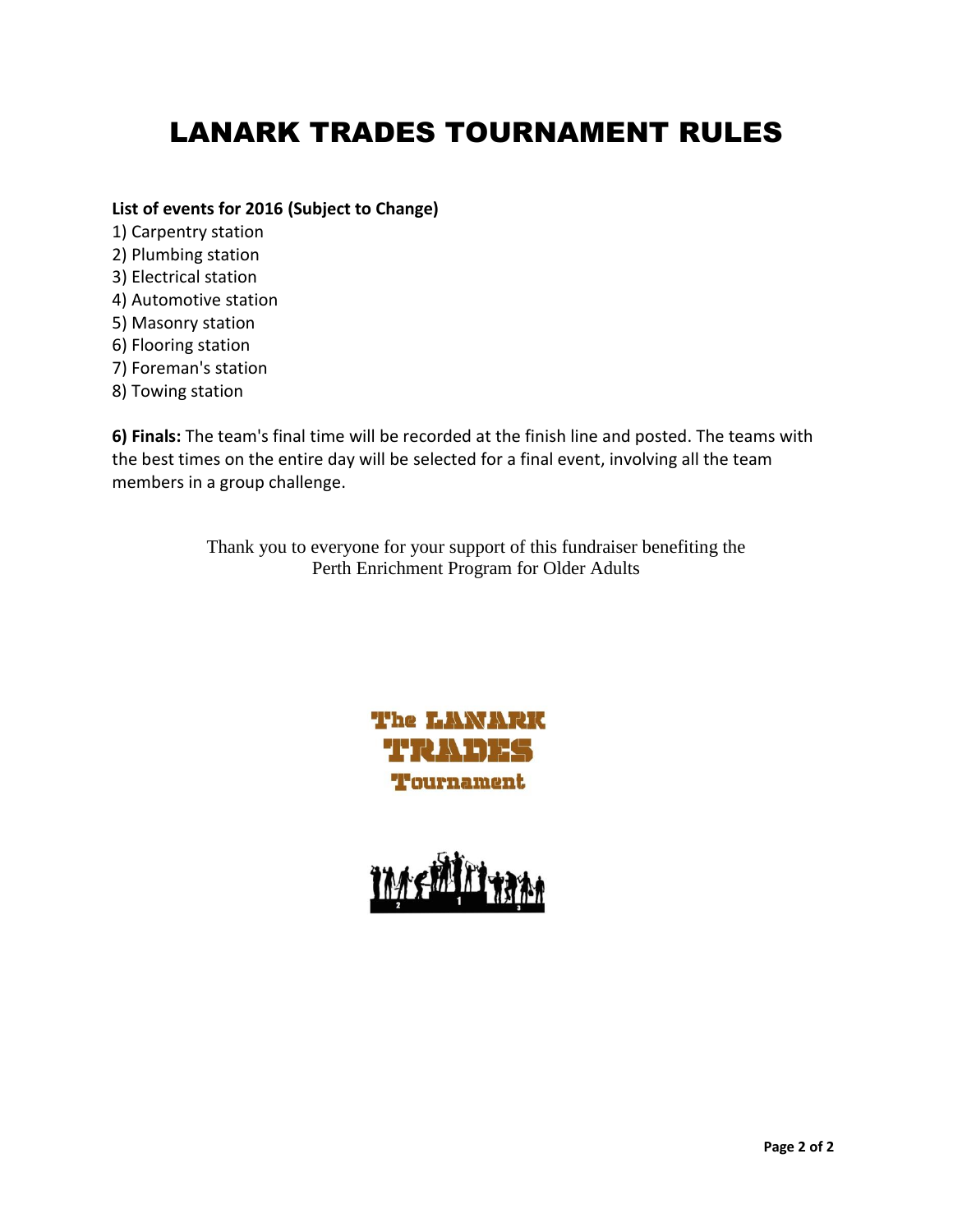# LANARK TRADES TOURNAMENT RULES

**List of events for 2016 (Subject to Change)**

1) Carpentry station
2) Plumbing station
3) Electrical station
4) Automotive station
5) Masonry station
6) Flooring station
7) Foreman's station
8) Towing station

**6) Finals:** The team's final time will be recorded at the finish line and posted. The teams with the best times on the entire day will be selected for a final event, involving all the team members in a group challenge.

Thank you to everyone for your support of this fundraiser benefiting the Perth Enrichment Program for Older Adults

The LANARK TRADES Tournament